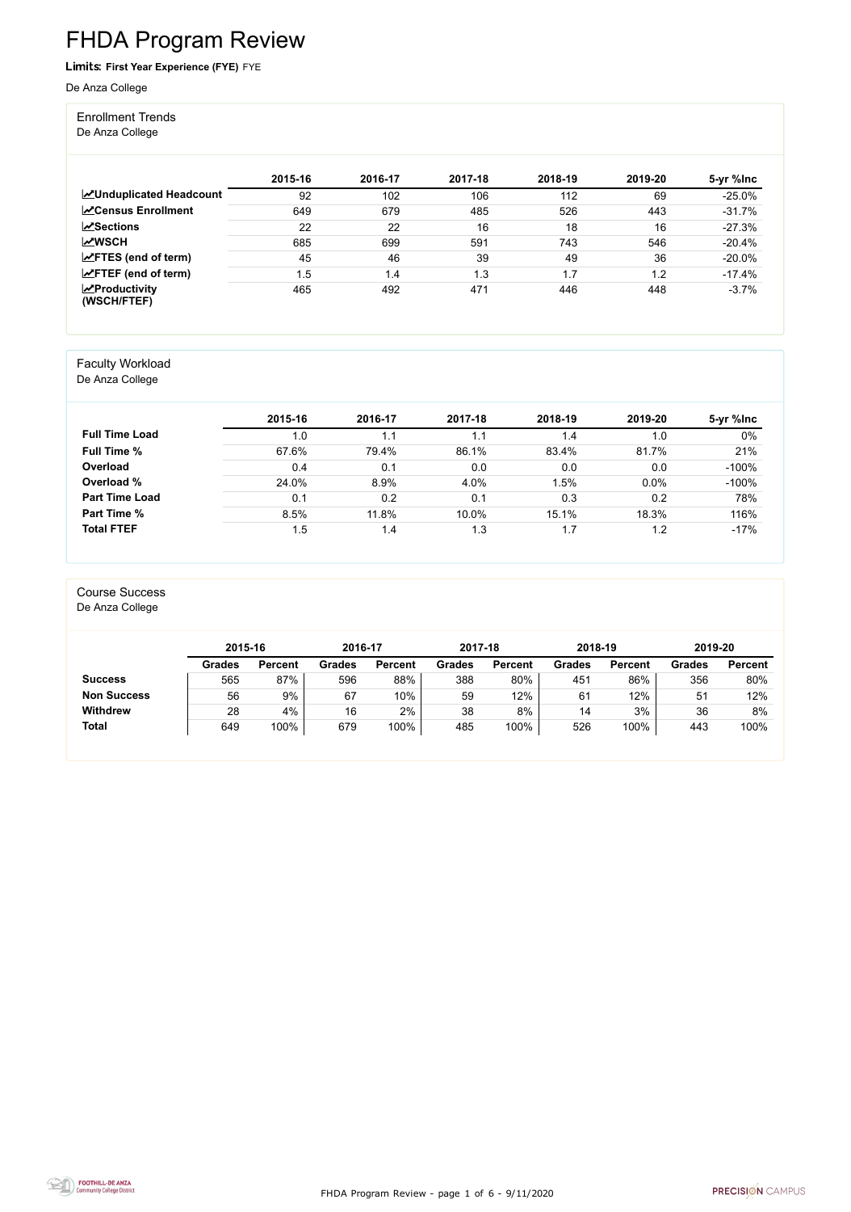# FHDA Program Review

**Limits: First Year Experience (FYE)** FYE

De Anza College

## Enrollment Trends

De Anza College

| | 2015-16 | 2016-17 | 2017-18 | 2018-19 | 2019-20 | 5-yr %Inc |
|---|---|---|---|---|---|---|
| **Unduplicated Headcount** | 92 | 102 | 106 | 112 | 69 | -25.0% |
| **Census Enrollment** | 649 | 679 | 485 | 526 | 443 | -31.7% |
| **Sections** | 22 | 22 | 16 | 18 | 16 | -27.3% |
| **WSCH** | 685 | 699 | 591 | 743 | 546 | -20.4% |
| **FTES (end of term)** | 45 | 46 | 39 | 49 | 36 | -20.0% |
| **FTEF (end of term)** | 1.5 | 1.4 | 1.3 | 1.7 | 1.2 | -17.4% |
| **Productivity (WSCH/FTEF)** | 465 | 492 | 471 | 446 | 448 | -3.7% |

## Faculty Workload

De Anza College

| | 2015-16 | 2016-17 | 2017-18 | 2018-19 | 2019-20 | 5-yr %Inc |
|---|---|---|---|---|---|---|
| **Full Time Load** | 1.0 | 1.1 | 1.1 | 1.4 | 1.0 | 0% |
| **Full Time %** | 67.6% | 79.4% | 86.1% | 83.4% | 81.7% | 21% |
| **Overload** | 0.4 | 0.1 | 0.0 | 0.0 | 0.0 | -100% |
| **Overload %** | 24.0% | 8.9% | 4.0% | 1.5% | 0.0% | -100% |
| **Part Time Load** | 0.1 | 0.2 | 0.1 | 0.3 | 0.2 | 78% |
| **Part Time %** | 8.5% | 11.8% | 10.0% | 15.1% | 18.3% | 116% |
| **Total FTEF** | 1.5 | 1.4 | 1.3 | 1.7 | 1.2 | -17% |

## Course Success

De Anza College

| | 2015-16 | | 2016-17 | | 2017-18 | | 2018-19 | | 2019-20 | |
|---|---|---|---|---|---|---|---|---|---|---|
| | **Grades** | **Percent** | **Grades** | **Percent** | **Grades** | **Percent** | **Grades** | **Percent** | **Grades** | **Percent** |
| **Success** | 565 | 87% | 596 | 88% | 388 | 80% | 451 | 86% | 356 | 80% |
| **Non Success** | 56 | 9% | 67 | 10% | 59 | 12% | 61 | 12% | 51 | 12% |
| **Withdrew** | 28 | 4% | 16 | 2% | 38 | 8% | 14 | 3% | 36 | 8% |
| **Total** | 649 | 100% | 679 | 100% | 485 | 100% | 526 | 100% | 443 | 100% |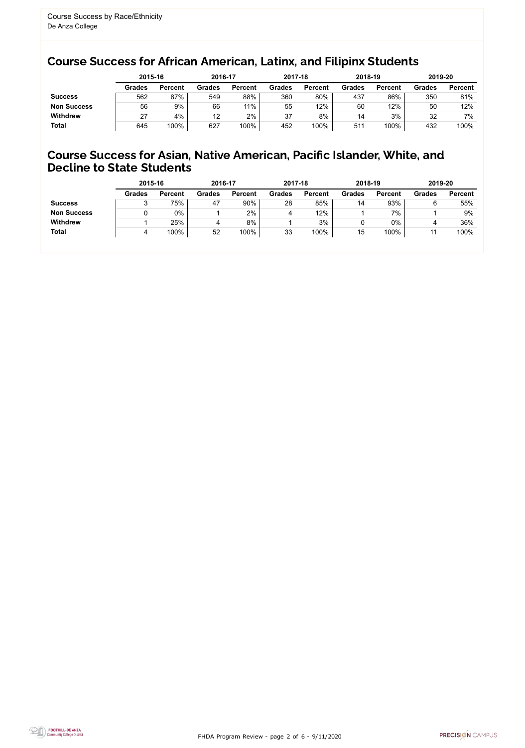Course Success by Race/Ethnicity
De Anza College

## Course Success for African American, Latinx, and Filipinx Students

| | 2015-16 | | 2016-17 | | 2017-18 | | 2018-19 | | 2019-20 | |
|---|---|---|---|---|---|---|---|---|---|---|
| | **Grades** | **Percent** | **Grades** | **Percent** | **Grades** | **Percent** | **Grades** | **Percent** | **Grades** | **Percent** |
| **Success** | 562 | 87% | 549 | 88% | 360 | 80% | 437 | 86% | 350 | 81% |
| **Non Success** | 56 | 9% | 66 | 11% | 55 | 12% | 60 | 12% | 50 | 12% |
| **Withdrew** | 27 | 4% | 12 | 2% | 37 | 8% | 14 | 3% | 32 | 7% |
| **Total** | 645 | 100% | 627 | 100% | 452 | 100% | 511 | 100% | 432 | 100% |

## Course Success for Asian, Native American, Pacific Islander, White, and Decline to State Students

| | 2015-16 | | 2016-17 | | 2017-18 | | 2018-19 | | 2019-20 | |
|---|---|---|---|---|---|---|---|---|---|---|
| | **Grades** | **Percent** | **Grades** | **Percent** | **Grades** | **Percent** | **Grades** | **Percent** | **Grades** | **Percent** |
| **Success** | 3 | 75% | 47 | 90% | 28 | 85% | 14 | 93% | 6 | 55% |
| **Non Success** | 0 | 0% | 1 | 2% | 4 | 12% | 1 | 7% | 1 | 9% |
| **Withdrew** | 1 | 25% | 4 | 8% | 1 | 3% | 0 | 0% | 4 | 36% |
| **Total** | 4 | 100% | 52 | 100% | 33 | 100% | 15 | 100% | 11 | 100% |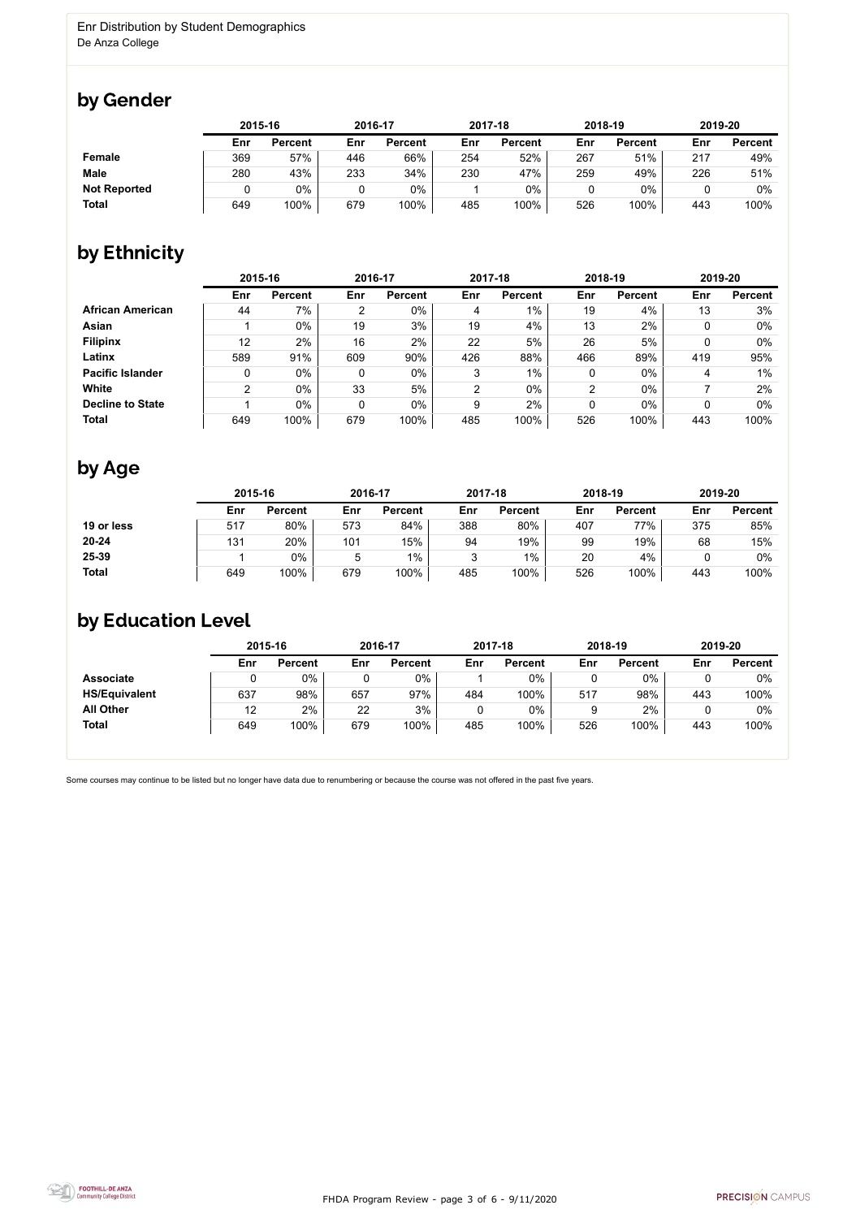Enr Distribution by Student Demographics
De Anza College

## by Gender

| | 2015-16 | | 2016-17 | | 2017-18 | | 2018-19 | | 2019-20 | |
|---|---|---|---|---|---|---|---|---|---|---|
| | Enr | Percent | Enr | Percent | Enr | Percent | Enr | Percent | Enr | Percent |
| **Female** | 369 | 57% | 446 | 66% | 254 | 52% | 267 | 51% | 217 | 49% |
| **Male** | 280 | 43% | 233 | 34% | 230 | 47% | 259 | 49% | 226 | 51% |
| **Not Reported** | 0 | 0% | 0 | 0% | 1 | 0% | 0 | 0% | 0 | 0% |
| **Total** | 649 | 100% | 679 | 100% | 485 | 100% | 526 | 100% | 443 | 100% |

## by Ethnicity

| | 2015-16 | | 2016-17 | | 2017-18 | | 2018-19 | | 2019-20 | |
|---|---|---|---|---|---|---|---|---|---|---|
| | Enr | Percent | Enr | Percent | Enr | Percent | Enr | Percent | Enr | Percent |
| **African American** | 44 | 7% | 2 | 0% | 4 | 1% | 19 | 4% | 13 | 3% |
| **Asian** | 1 | 0% | 19 | 3% | 19 | 4% | 13 | 2% | 0 | 0% |
| **Filipinx** | 12 | 2% | 16 | 2% | 22 | 5% | 26 | 5% | 0 | 0% |
| **Latinx** | 589 | 91% | 609 | 90% | 426 | 88% | 466 | 89% | 419 | 95% |
| **Pacific Islander** | 0 | 0% | 0 | 0% | 3 | 1% | 0 | 0% | 4 | 1% |
| **White** | 2 | 0% | 33 | 5% | 2 | 0% | 2 | 0% | 7 | 2% |
| **Decline to State** | 1 | 0% | 0 | 0% | 9 | 2% | 0 | 0% | 0 | 0% |
| **Total** | 649 | 100% | 679 | 100% | 485 | 100% | 526 | 100% | 443 | 100% |

## by Age

| | 2015-16 | | 2016-17 | | 2017-18 | | 2018-19 | | 2019-20 | |
|---|---|---|---|---|---|---|---|---|---|---|
| | Enr | Percent | Enr | Percent | Enr | Percent | Enr | Percent | Enr | Percent |
| **19 or less** | 517 | 80% | 573 | 84% | 388 | 80% | 407 | 77% | 375 | 85% |
| **20-24** | 131 | 20% | 101 | 15% | 94 | 19% | 99 | 19% | 68 | 15% |
| **25-39** | 1 | 0% | 5 | 1% | 3 | 1% | 20 | 4% | 0 | 0% |
| **Total** | 649 | 100% | 679 | 100% | 485 | 100% | 526 | 100% | 443 | 100% |

## by Education Level

| | 2015-16 | | 2016-17 | | 2017-18 | | 2018-19 | | 2019-20 | |
|---|---|---|---|---|---|---|---|---|---|---|
| | Enr | Percent | Enr | Percent | Enr | Percent | Enr | Percent | Enr | Percent |
| **Associate** | 0 | 0% | 0 | 0% | 1 | 0% | 0 | 0% | 0 | 0% |
| **HS/Equivalent** | 637 | 98% | 657 | 97% | 484 | 100% | 517 | 98% | 443 | 100% |
| **All Other** | 12 | 2% | 22 | 3% | 0 | 0% | 9 | 2% | 0 | 0% |
| **Total** | 649 | 100% | 679 | 100% | 485 | 100% | 526 | 100% | 443 | 100% |

Some courses may continue to be listed but no longer have data due to renumbering or because the course was not offered in the past five years.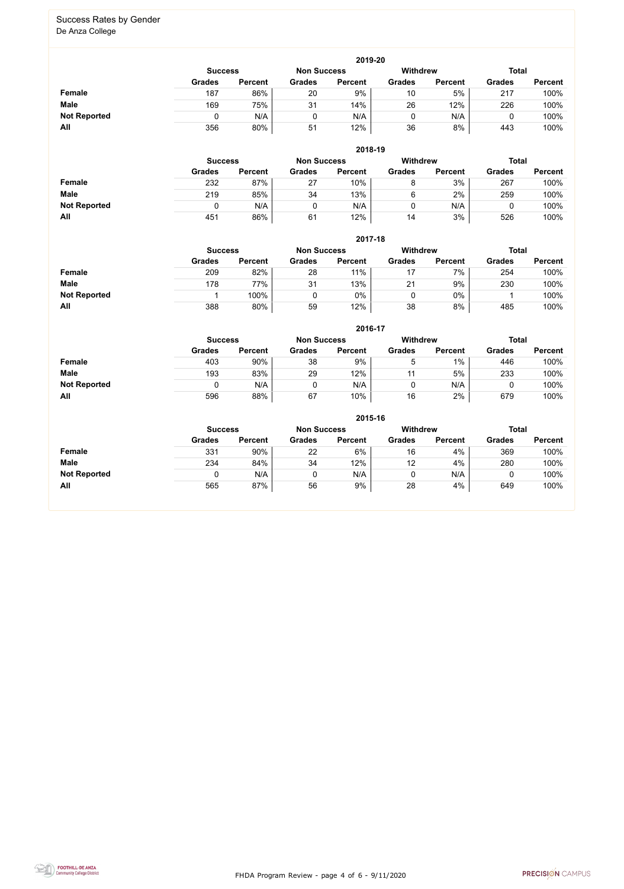# Success Rates by Gender

De Anza College

### 2019-20

| | Success | | Non Success | | Withdrew | | Total | |
|---|---|---|---|---|---|---|---|---|
| | Grades | Percent | Grades | Percent | Grades | Percent | Grades | Percent |
| **Female** | 187 | 86% | 20 | 9% | 10 | 5% | 217 | 100% |
| **Male** | 169 | 75% | 31 | 14% | 26 | 12% | 226 | 100% |
| **Not Reported** | 0 | N/A | 0 | N/A | 0 | N/A | 0 | 100% |
| **All** | 356 | 80% | 51 | 12% | 36 | 8% | 443 | 100% |

### 2018-19

| | Success | | Non Success | | Withdrew | | Total | |
|---|---|---|---|---|---|---|---|---|
| | Grades | Percent | Grades | Percent | Grades | Percent | Grades | Percent |
| **Female** | 232 | 87% | 27 | 10% | 8 | 3% | 267 | 100% |
| **Male** | 219 | 85% | 34 | 13% | 6 | 2% | 259 | 100% |
| **Not Reported** | 0 | N/A | 0 | N/A | 0 | N/A | 0 | 100% |
| **All** | 451 | 86% | 61 | 12% | 14 | 3% | 526 | 100% |

### 2017-18

| | Success | | Non Success | | Withdrew | | Total | |
|---|---|---|---|---|---|---|---|---|
| | Grades | Percent | Grades | Percent | Grades | Percent | Grades | Percent |
| **Female** | 209 | 82% | 28 | 11% | 17 | 7% | 254 | 100% |
| **Male** | 178 | 77% | 31 | 13% | 21 | 9% | 230 | 100% |
| **Not Reported** | 1 | 100% | 0 | 0% | 0 | 0% | 1 | 100% |
| **All** | 388 | 80% | 59 | 12% | 38 | 8% | 485 | 100% |

### 2016-17

| | Success | | Non Success | | Withdrew | | Total | |
|---|---|---|---|---|---|---|---|---|
| | Grades | Percent | Grades | Percent | Grades | Percent | Grades | Percent |
| **Female** | 403 | 90% | 38 | 9% | 5 | 1% | 446 | 100% |
| **Male** | 193 | 83% | 29 | 12% | 11 | 5% | 233 | 100% |
| **Not Reported** | 0 | N/A | 0 | N/A | 0 | N/A | 0 | 100% |
| **All** | 596 | 88% | 67 | 10% | 16 | 2% | 679 | 100% |

### 2015-16

| | Success | | Non Success | | Withdrew | | Total | |
|---|---|---|---|---|---|---|---|---|
| | Grades | Percent | Grades | Percent | Grades | Percent | Grades | Percent |
| **Female** | 331 | 90% | 22 | 6% | 16 | 4% | 369 | 100% |
| **Male** | 234 | 84% | 34 | 12% | 12 | 4% | 280 | 100% |
| **Not Reported** | 0 | N/A | 0 | N/A | 0 | N/A | 0 | 100% |
| **All** | 565 | 87% | 56 | 9% | 28 | 4% | 649 | 100% |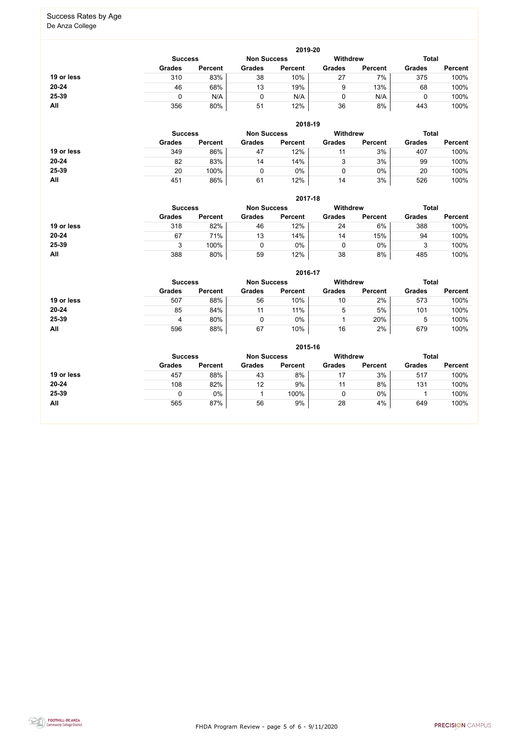## Success Rates by Age

De Anza College

### 2019-20

| | Success | | Non Success | | Withdrew | | Total | |
|---|---|---|---|---|---|---|---|---|
| | Grades | Percent | Grades | Percent | Grades | Percent | Grades | Percent |
| **19 or less** | 310 | 83% | 38 | 10% | 27 | 7% | 375 | 100% |
| **20-24** | 46 | 68% | 13 | 19% | 9 | 13% | 68 | 100% |
| **25-39** | 0 | N/A | 0 | N/A | 0 | N/A | 0 | 100% |
| **All** | 356 | 80% | 51 | 12% | 36 | 8% | 443 | 100% |

### 2018-19

| | Success | | Non Success | | Withdrew | | Total | |
|---|---|---|---|---|---|---|---|---|
| | Grades | Percent | Grades | Percent | Grades | Percent | Grades | Percent |
| **19 or less** | 349 | 86% | 47 | 12% | 11 | 3% | 407 | 100% |
| **20-24** | 82 | 83% | 14 | 14% | 3 | 3% | 99 | 100% |
| **25-39** | 20 | 100% | 0 | 0% | 0 | 0% | 20 | 100% |
| **All** | 451 | 86% | 61 | 12% | 14 | 3% | 526 | 100% |

### 2017-18

| | Success | | Non Success | | Withdrew | | Total | |
|---|---|---|---|---|---|---|---|---|
| | Grades | Percent | Grades | Percent | Grades | Percent | Grades | Percent |
| **19 or less** | 318 | 82% | 46 | 12% | 24 | 6% | 388 | 100% |
| **20-24** | 67 | 71% | 13 | 14% | 14 | 15% | 94 | 100% |
| **25-39** | 3 | 100% | 0 | 0% | 0 | 0% | 3 | 100% |
| **All** | 388 | 80% | 59 | 12% | 38 | 8% | 485 | 100% |

### 2016-17

| | Success | | Non Success | | Withdrew | | Total | |
|---|---|---|---|---|---|---|---|---|
| | Grades | Percent | Grades | Percent | Grades | Percent | Grades | Percent |
| **19 or less** | 507 | 88% | 56 | 10% | 10 | 2% | 573 | 100% |
| **20-24** | 85 | 84% | 11 | 11% | 5 | 5% | 101 | 100% |
| **25-39** | 4 | 80% | 0 | 0% | 1 | 20% | 5 | 100% |
| **All** | 596 | 88% | 67 | 10% | 16 | 2% | 679 | 100% |

### 2015-16

| | Success | | Non Success | | Withdrew | | Total | |
|---|---|---|---|---|---|---|---|---|
| | Grades | Percent | Grades | Percent | Grades | Percent | Grades | Percent |
| **19 or less** | 457 | 88% | 43 | 8% | 17 | 3% | 517 | 100% |
| **20-24** | 108 | 82% | 12 | 9% | 11 | 8% | 131 | 100% |
| **25-39** | 0 | 0% | 1 | 100% | 0 | 0% | 1 | 100% |
| **All** | 565 | 87% | 56 | 9% | 28 | 4% | 649 | 100% |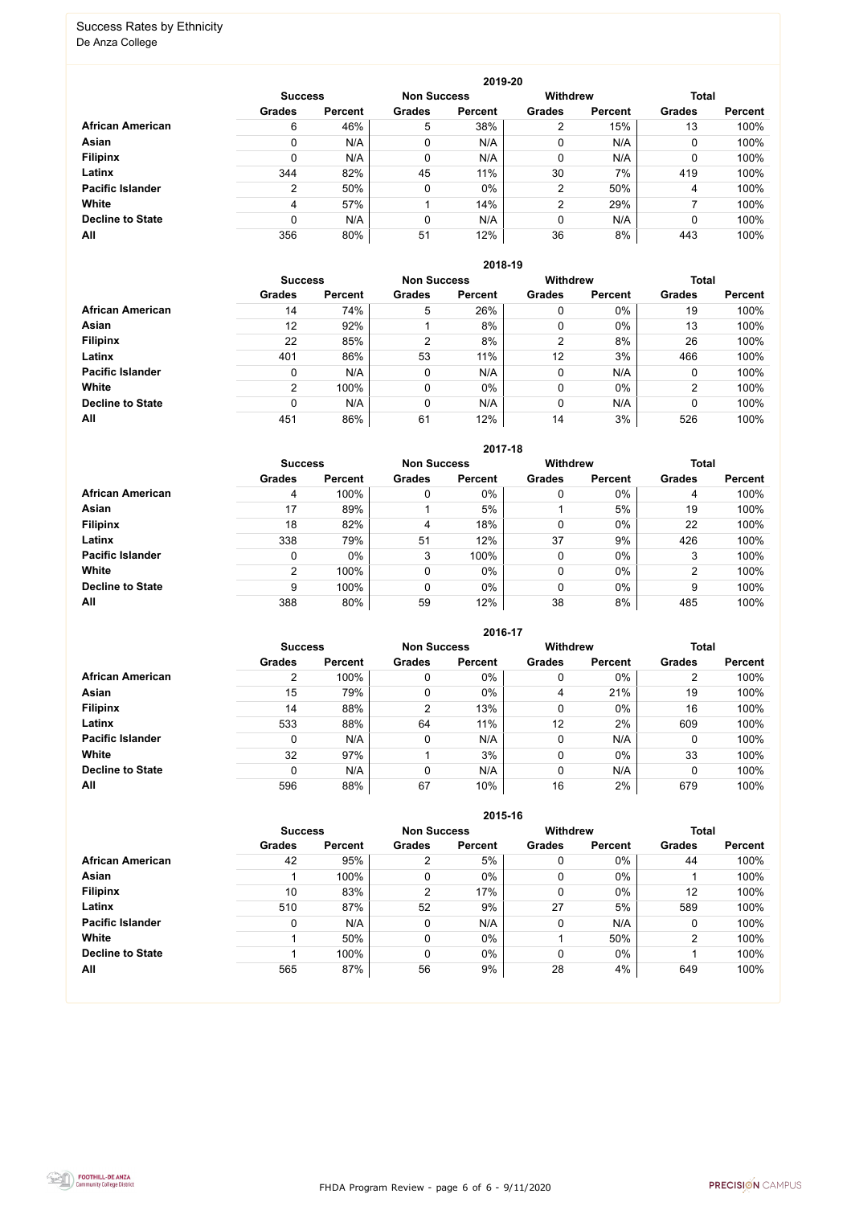# Success Rates by Ethnicity

De Anza College

### 2019-20

| | Success | | Non Success | | Withdrew | | Total | |
|---|---|---|---|---|---|---|---|---|
| | Grades | Percent | Grades | Percent | Grades | Percent | Grades | Percent |
| **African American** | 6 | 46% | 5 | 38% | 2 | 15% | 13 | 100% |
| **Asian** | 0 | N/A | 0 | N/A | 0 | N/A | 0 | 100% |
| **Filipinx** | 0 | N/A | 0 | N/A | 0 | N/A | 0 | 100% |
| **Latinx** | 344 | 82% | 45 | 11% | 30 | 7% | 419 | 100% |
| **Pacific Islander** | 2 | 50% | 0 | 0% | 2 | 50% | 4 | 100% |
| **White** | 4 | 57% | 1 | 14% | 2 | 29% | 7 | 100% |
| **Decline to State** | 0 | N/A | 0 | N/A | 0 | N/A | 0 | 100% |
| **All** | 356 | 80% | 51 | 12% | 36 | 8% | 443 | 100% |

### 2018-19

| | Success | | Non Success | | Withdrew | | Total | |
|---|---|---|---|---|---|---|---|---|
| | Grades | Percent | Grades | Percent | Grades | Percent | Grades | Percent |
| **African American** | 14 | 74% | 5 | 26% | 0 | 0% | 19 | 100% |
| **Asian** | 12 | 92% | 1 | 8% | 0 | 0% | 13 | 100% |
| **Filipinx** | 22 | 85% | 2 | 8% | 2 | 8% | 26 | 100% |
| **Latinx** | 401 | 86% | 53 | 11% | 12 | 3% | 466 | 100% |
| **Pacific Islander** | 0 | N/A | 0 | N/A | 0 | N/A | 0 | 100% |
| **White** | 2 | 100% | 0 | 0% | 0 | 0% | 2 | 100% |
| **Decline to State** | 0 | N/A | 0 | N/A | 0 | N/A | 0 | 100% |
| **All** | 451 | 86% | 61 | 12% | 14 | 3% | 526 | 100% |

### 2017-18

| | Success | | Non Success | | Withdrew | | Total | |
|---|---|---|---|---|---|---|---|---|
| | Grades | Percent | Grades | Percent | Grades | Percent | Grades | Percent |
| **African American** | 4 | 100% | 0 | 0% | 0 | 0% | 4 | 100% |
| **Asian** | 17 | 89% | 1 | 5% | 1 | 5% | 19 | 100% |
| **Filipinx** | 18 | 82% | 4 | 18% | 0 | 0% | 22 | 100% |
| **Latinx** | 338 | 79% | 51 | 12% | 37 | 9% | 426 | 100% |
| **Pacific Islander** | 0 | 0% | 3 | 100% | 0 | 0% | 3 | 100% |
| **White** | 2 | 100% | 0 | 0% | 0 | 0% | 2 | 100% |
| **Decline to State** | 9 | 100% | 0 | 0% | 0 | 0% | 9 | 100% |
| **All** | 388 | 80% | 59 | 12% | 38 | 8% | 485 | 100% |

### 2016-17

| | Success | | Non Success | | Withdrew | | Total | |
|---|---|---|---|---|---|---|---|---|
| | Grades | Percent | Grades | Percent | Grades | Percent | Grades | Percent |
| **African American** | 2 | 100% | 0 | 0% | 0 | 0% | 2 | 100% |
| **Asian** | 15 | 79% | 0 | 0% | 4 | 21% | 19 | 100% |
| **Filipinx** | 14 | 88% | 2 | 13% | 0 | 0% | 16 | 100% |
| **Latinx** | 533 | 88% | 64 | 11% | 12 | 2% | 609 | 100% |
| **Pacific Islander** | 0 | N/A | 0 | N/A | 0 | N/A | 0 | 100% |
| **White** | 32 | 97% | 1 | 3% | 0 | 0% | 33 | 100% |
| **Decline to State** | 0 | N/A | 0 | N/A | 0 | N/A | 0 | 100% |
| **All** | 596 | 88% | 67 | 10% | 16 | 2% | 679 | 100% |

### 2015-16

| | Success | | Non Success | | Withdrew | | Total | |
|---|---|---|---|---|---|---|---|---|
| | Grades | Percent | Grades | Percent | Grades | Percent | Grades | Percent |
| **African American** | 42 | 95% | 2 | 5% | 0 | 0% | 44 | 100% |
| **Asian** | 1 | 100% | 0 | 0% | 0 | 0% | 1 | 100% |
| **Filipinx** | 10 | 83% | 2 | 17% | 0 | 0% | 12 | 100% |
| **Latinx** | 510 | 87% | 52 | 9% | 27 | 5% | 589 | 100% |
| **Pacific Islander** | 0 | N/A | 0 | N/A | 0 | N/A | 0 | 100% |
| **White** | 1 | 50% | 0 | 0% | 1 | 50% | 2 | 100% |
| **Decline to State** | 1 | 100% | 0 | 0% | 0 | 0% | 1 | 100% |
| **All** | 565 | 87% | 56 | 9% | 28 | 4% | 649 | 100% |